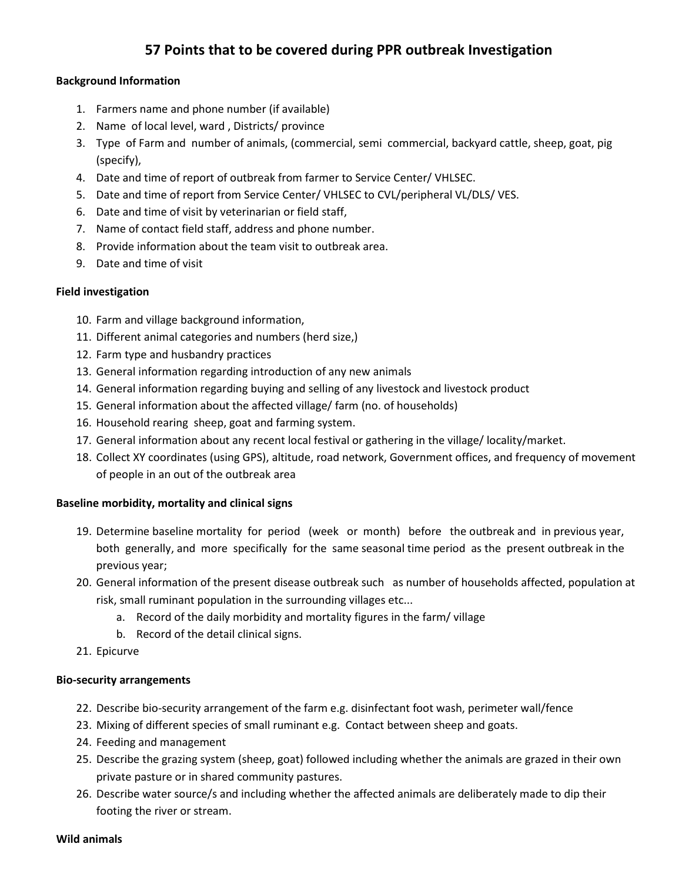# 57 Points that to be covered during PPR outbreak Investigation

**Background Information**

1. Farmers name and phone number (if available)
2. Name of local level, ward , Districts/ province
3. Type of Farm and number of animals, (commercial, semi commercial, backyard cattle, sheep, goat, pig (specify),
4. Date and time of report of outbreak from farmer to Service Center/ VHLSEC.
5. Date and time of report from Service Center/ VHLSEC to CVL/peripheral VL/DLS/ VES.
6. Date and time of visit by veterinarian or field staff,
7. Name of contact field staff, address and phone number.
8. Provide information about the team visit to outbreak area.
9. Date and time of visit

**Field investigation**

10. Farm and village background information,
11. Different animal categories and numbers (herd size,)
12. Farm type and husbandry practices
13. General information regarding introduction of any new animals
14. General information regarding buying and selling of any livestock and livestock product
15. General information about the affected village/ farm (no. of households)
16. Household rearing sheep, goat and farming system.
17. General information about any recent local festival or gathering in the village/ locality/market.
18. Collect XY coordinates (using GPS), altitude, road network, Government offices, and frequency of movement of people in an out of the outbreak area

**Baseline morbidity, mortality and clinical signs**

19. Determine baseline mortality for period (week or month) before the outbreak and in previous year, both generally, and more specifically for the same seasonal time period as the present outbreak in the previous year;
20. General information of the present disease outbreak such as number of households affected, population at risk, small ruminant population in the surrounding villages etc...
    a. Record of the daily morbidity and mortality figures in the farm/ village
    b. Record of the detail clinical signs.
21. Epicurve

**Bio-security arrangements**

22. Describe bio-security arrangement of the farm e.g. disinfectant foot wash, perimeter wall/fence
23. Mixing of different species of small ruminant e.g. Contact between sheep and goats.
24. Feeding and management
25. Describe the grazing system (sheep, goat) followed including whether the animals are grazed in their own private pasture or in shared community pastures.
26. Describe water source/s and including whether the affected animals are deliberately made to dip their footing the river or stream.

**Wild animals**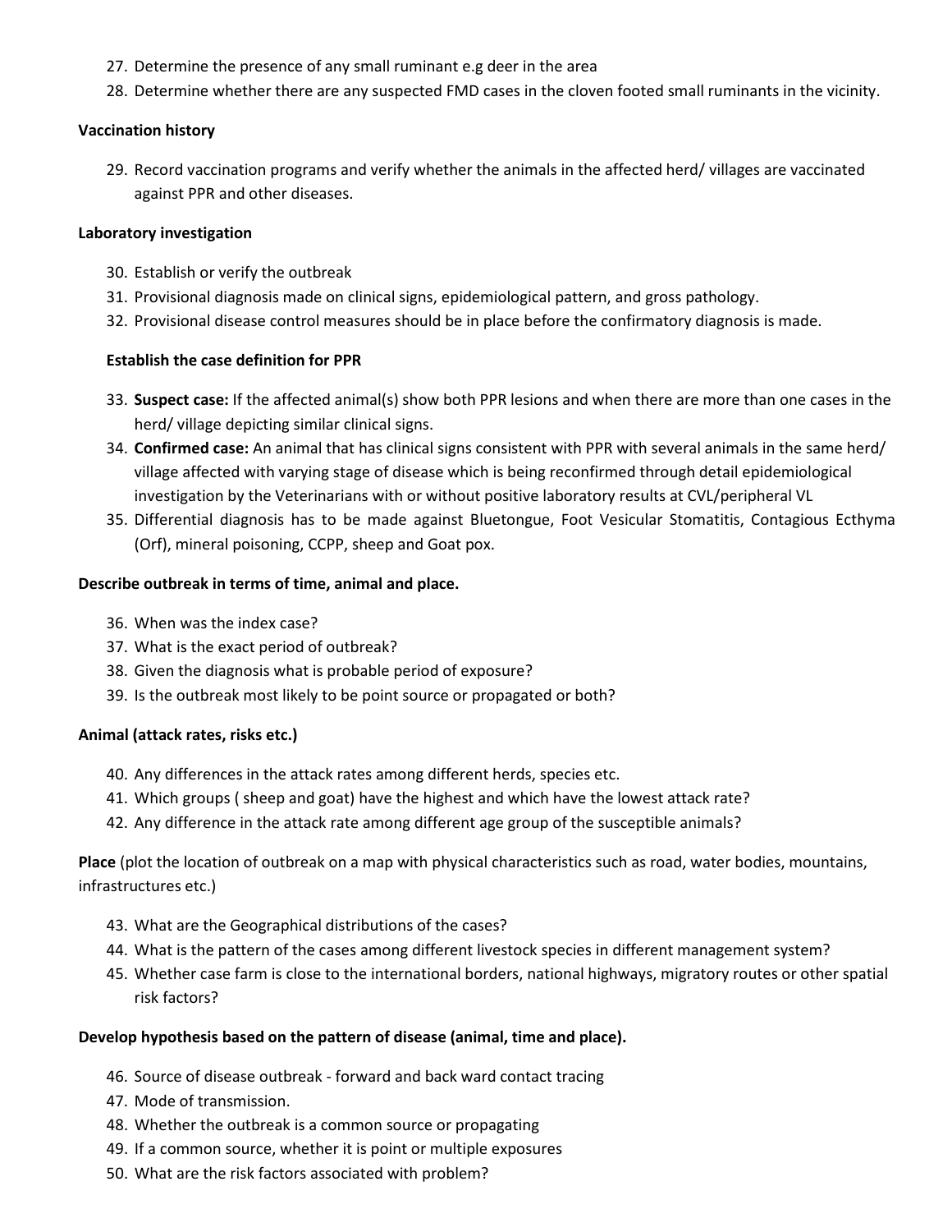27. Determine the presence of any small ruminant e.g deer in the area
28. Determine whether there are any suspected FMD cases in the cloven footed small ruminants in the vicinity.

**Vaccination history**

29. Record vaccination programs and verify whether the animals in the affected herd/ villages are vaccinated against PPR and other diseases.

**Laboratory investigation**

30. Establish or verify the outbreak
31. Provisional diagnosis made on clinical signs, epidemiological pattern, and gross pathology.
32. Provisional disease control measures should be in place before the confirmatory diagnosis is made.

**Establish the case definition for PPR**

33. **Suspect case:** If the affected animal(s) show both PPR lesions and when there are more than one cases in the herd/ village depicting similar clinical signs.
34. **Confirmed case:** An animal that has clinical signs consistent with PPR with several animals in the same herd/ village affected with varying stage of disease which is being reconfirmed through detail epidemiological investigation by the Veterinarians with or without positive laboratory results at CVL/peripheral VL
35. Differential diagnosis has to be made against Bluetongue, Foot Vesicular Stomatitis, Contagious Ecthyma (Orf), mineral poisoning, CCPP, sheep and Goat pox.

**Describe outbreak in terms of time, animal and place.**

36. When was the index case?
37. What is the exact period of outbreak?
38. Given the diagnosis what is probable period of exposure?
39. Is the outbreak most likely to be point source or propagated or both?

**Animal (attack rates, risks etc.)**

40. Any differences in the attack rates among different herds, species etc.
41. Which groups ( sheep and goat) have the highest and which have the lowest attack rate?
42. Any difference in the attack rate among different age group of the susceptible animals?

**Place** (plot the location of outbreak on a map with physical characteristics such as road, water bodies, mountains, infrastructures etc.)

43. What are the Geographical distributions of the cases?
44. What is the pattern of the cases among different livestock species in different management system?
45. Whether case farm is close to the international borders, national highways, migratory routes or other spatial risk factors?

**Develop hypothesis based on the pattern of disease (animal, time and place).**

46. Source of disease outbreak - forward and back ward contact tracing
47. Mode of transmission.
48. Whether the outbreak is a common source or propagating
49. If a common source, whether it is point or multiple exposures
50. What are the risk factors associated with problem?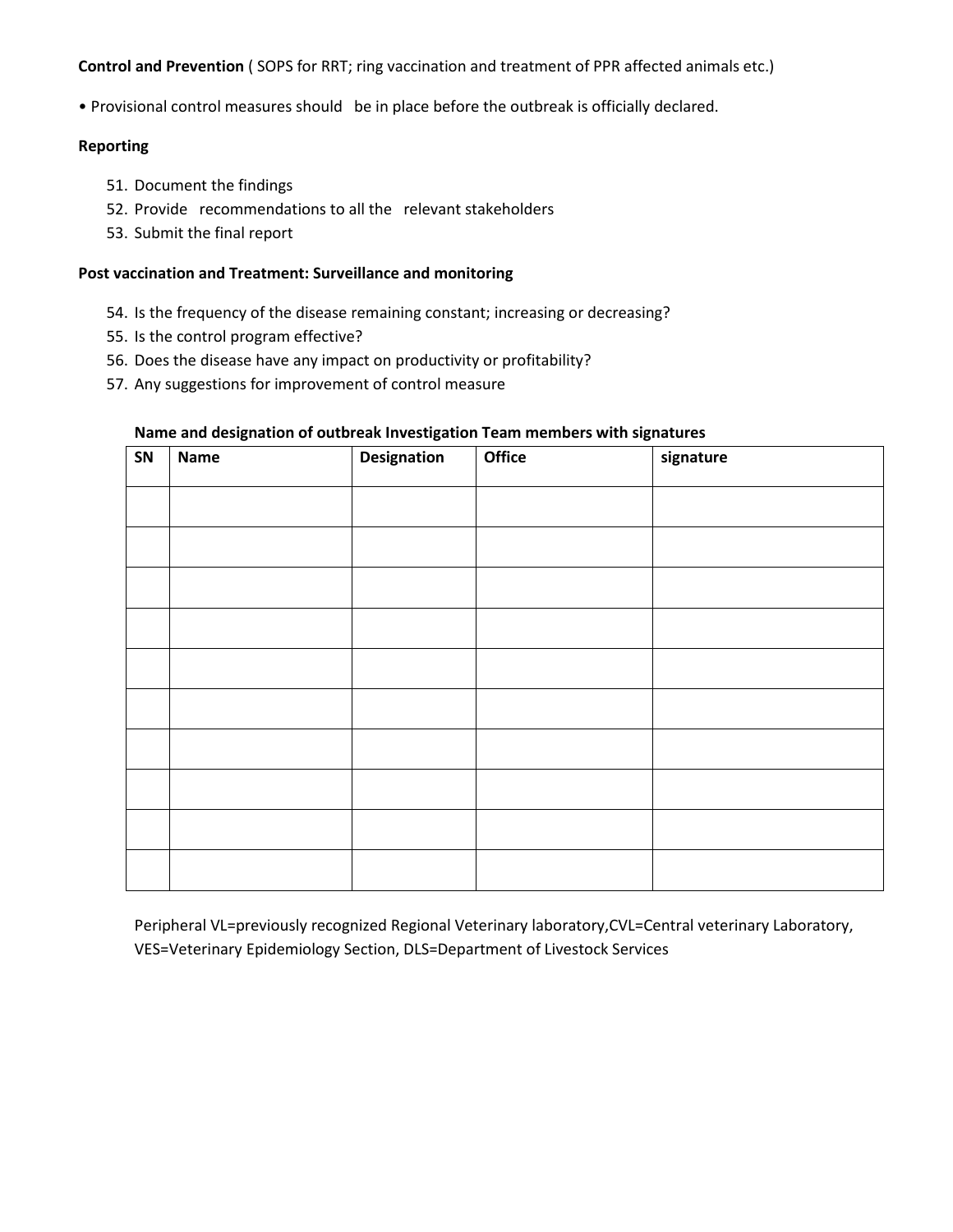**Control and Prevention** ( SOPS for RRT; ring vaccination and treatment of PPR affected animals etc.)

• Provisional control measures should be in place before the outbreak is officially declared.

**Reporting**

51. Document the findings
52. Provide recommendations to all the relevant stakeholders
53. Submit the final report

**Post vaccination and Treatment: Surveillance and monitoring**

54. Is the frequency of the disease remaining constant; increasing or decreasing?
55. Is the control program effective?
56. Does the disease have any impact on productivity or profitability?
57. Any suggestions for improvement of control measure

**Name and designation of outbreak Investigation Team members with signatures**

| SN | Name | Designation | Office | signature |
|---|---|---|---|---|
| | | | | |
| | | | | |
| | | | | |
| | | | | |
| | | | | |
| | | | | |
| | | | | |
| | | | | |
| | | | | |
| | | | | |

Peripheral VL=previously recognized Regional Veterinary laboratory,CVL=Central veterinary Laboratory, VES=Veterinary Epidemiology Section, DLS=Department of Livestock Services